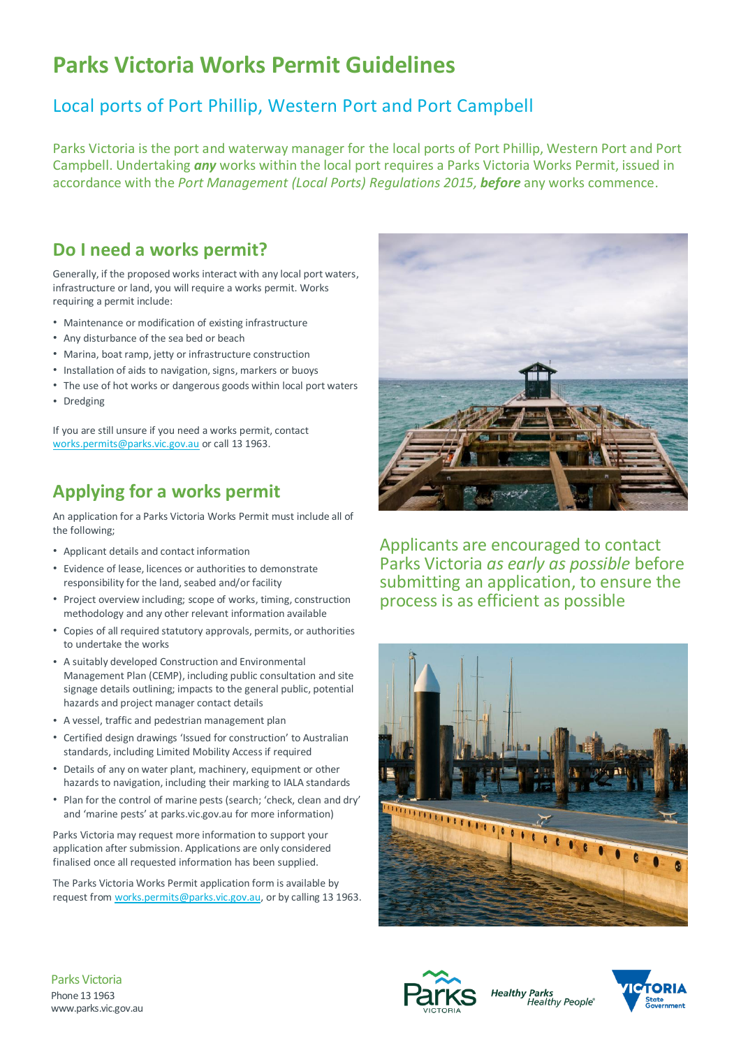# Parks Victoria Works Permit Guidelines

## Local ports of Port Phillip, Western Port and Port Campbell

Parks Victoria is the port and waterway manager for the local ports of Port Phillip, Western Port and Port Campbell. Undertaking ***any*** works within the local port requires a Parks Victoria Works Permit, issued in accordance with the *Port Management (Local Ports) Regulations 2015,* ***before*** any works commence.

## Do I need a works permit?

Generally, if the proposed works interact with any local port waters, infrastructure or land, you will require a works permit. Works requiring a permit include:

- Maintenance or modification of existing infrastructure
- Any disturbance of the sea bed or beach
- Marina, boat ramp, jetty or infrastructure construction
- Installation of aids to navigation, signs, markers or buoys
- The use of hot works or dangerous goods within local port waters
- Dredging

If you are still unsure if you need a works permit, contact works.permits@parks.vic.gov.au or call 13 1963.

## Applying for a works permit

An application for a Parks Victoria Works Permit must include all of the following;

- Applicant details and contact information
- Evidence of lease, licences or authorities to demonstrate responsibility for the land, seabed and/or facility
- Project overview including; scope of works, timing, construction methodology and any other relevant information available
- Copies of all required statutory approvals, permits, or authorities to undertake the works
- A suitably developed Construction and Environmental Management Plan (CEMP), including public consultation and site signage details outlining; impacts to the general public, potential hazards and project manager contact details
- A vessel, traffic and pedestrian management plan
- Certified design drawings 'Issued for construction' to Australian standards, including Limited Mobility Access if required
- Details of any on water plant, machinery, equipment or other hazards to navigation, including their marking to IALA standards
- Plan for the control of marine pests (search; 'check, clean and dry' and 'marine pests' at parks.vic.gov.au for more information)

Parks Victoria may request more information to support your application after submission. Applications are only considered finalised once all requested information has been supplied.

The Parks Victoria Works Permit application form is available by request from works.permits@parks.vic.gov.au, or by calling 13 1963.

Applicants are encouraged to contact Parks Victoria *as early as possible* before submitting an application, to ensure the process is as efficient as possible

Parks Victoria
Phone 13 1963
www.parks.vic.gov.au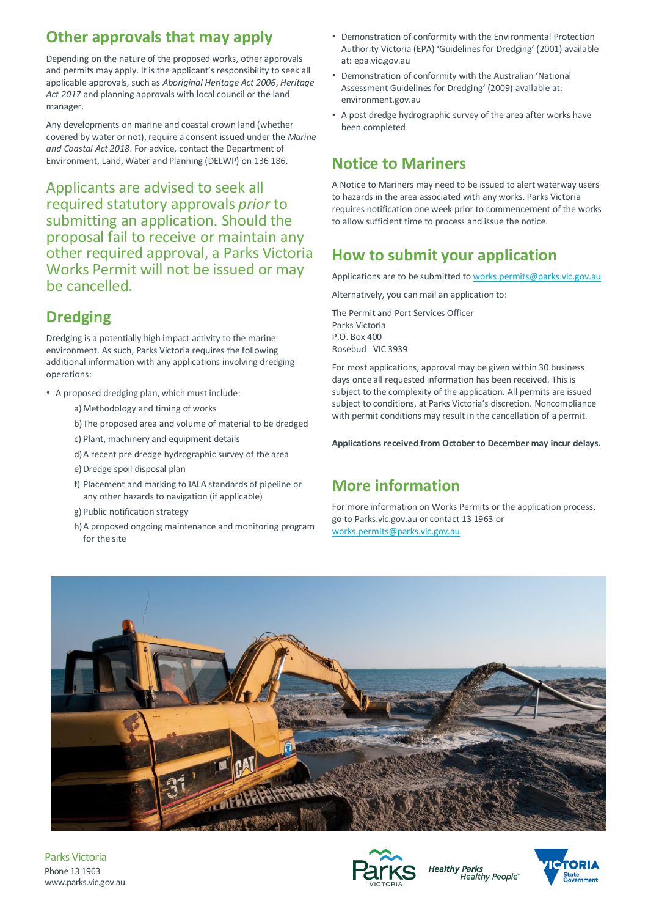## Other approvals that may apply

Depending on the nature of the proposed works, other approvals and permits may apply. It is the applicant's responsibility to seek all applicable approvals, such as *Aboriginal Heritage Act 2006*, *Heritage Act 2017* and planning approvals with local council or the land manager.

Any developments on marine and coastal crown land (whether covered by water or not), require a consent issued under the *Marine and Coastal Act 2018*. For advice, contact the Department of Environment, Land, Water and Planning (DELWP) on 136 186.

Applicants are advised to seek all required statutory approvals *prior* to submitting an application. Should the proposal fail to receive or maintain any other required approval, a Parks Victoria Works Permit will not be issued or may be cancelled.

## Dredging

Dredging is a potentially high impact activity to the marine environment. As such, Parks Victoria requires the following additional information with any applications involving dredging operations:

- A proposed dredging plan, which must include:
  - a) Methodology and timing of works
  - b) The proposed area and volume of material to be dredged
  - c) Plant, machinery and equipment details
  - d) A recent pre dredge hydrographic survey of the area
  - e) Dredge spoil disposal plan
  - f) Placement and marking to IALA standards of pipeline or any other hazards to navigation (if applicable)
  - g) Public notification strategy
  - h) A proposed ongoing maintenance and monitoring program for the site
- Demonstration of conformity with the Environmental Protection Authority Victoria (EPA) 'Guidelines for Dredging' (2001) available at: epa.vic.gov.au
- Demonstration of conformity with the Australian 'National Assessment Guidelines for Dredging' (2009) available at: environment.gov.au
- A post dredge hydrographic survey of the area after works have been completed

## Notice to Mariners

A Notice to Mariners may need to be issued to alert waterway users to hazards in the area associated with any works. Parks Victoria requires notification one week prior to commencement of the works to allow sufficient time to process and issue the notice.

## How to submit your application

Applications are to be submitted to works.permits@parks.vic.gov.au

Alternatively, you can mail an application to:

The Permit and Port Services Officer
Parks Victoria
P.O. Box 400
Rosebud VIC 3939

For most applications, approval may be given within 30 business days once all requested information has been received. This is subject to the complexity of the application. All permits are issued subject to conditions, at Parks Victoria's discretion. Noncompliance with permit conditions may result in the cancellation of a permit.

**Applications received from October to December may incur delays.**

## More information

For more information on Works Permits or the application process, go to Parks.vic.gov.au or contact 13 1963 or works.permits@parks.vic.gov.au

Parks Victoria
Phone 13 1963
www.parks.vic.gov.au